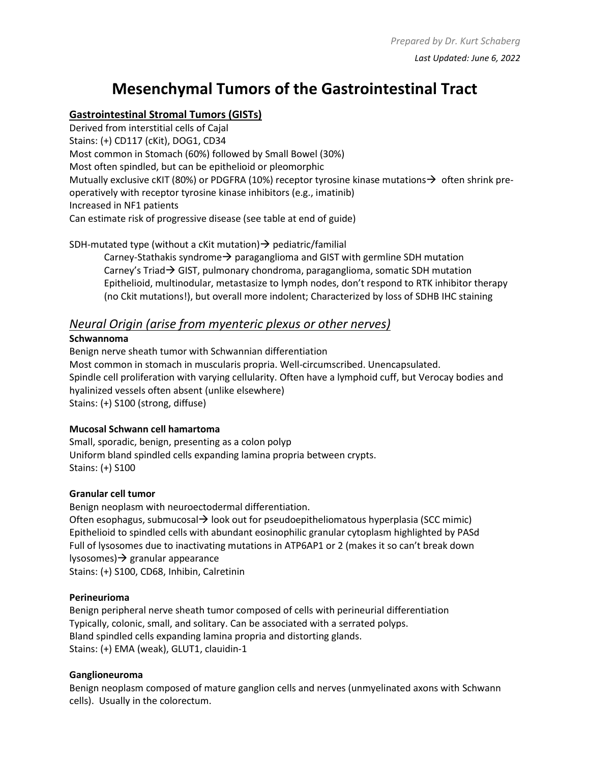*Prepared by Dr. Kurt Schaberg*

*Last Updated: June 6, 2022*

# Mesenchymal Tumors of the Gastrointestinal Tract

## Gastrointestinal Stromal Tumors (GISTs)

Derived from interstitial cells of Cajal
Stains: (+) CD117 (cKit), DOG1, CD34
Most common in Stomach (60%) followed by Small Bowel (30%)
Most often spindled, but can be epithelioid or pleomorphic
Mutually exclusive cKIT (80%) or PDGFRA (10%) receptor tyrosine kinase mutations→ often shrink pre-operatively with receptor tyrosine kinase inhibitors (e.g., imatinib)
Increased in NF1 patients
Can estimate risk of progressive disease (see table at end of guide)

SDH-mutated type (without a cKit mutation)→ pediatric/familial

- Carney-Stathakis syndrome→ paraganglioma and GIST with germline SDH mutation
- Carney's Triad→ GIST, pulmonary chondroma, paraganglioma, somatic SDH mutation
- Epithelioid, multinodular, metastasize to lymph nodes, don't respond to RTK inhibitor therapy (no Ckit mutations!), but overall more indolent; Characterized by loss of SDHB IHC staining

## *Neural Origin (arise from myenteric plexus or other nerves)*

### Schwannoma

Benign nerve sheath tumor with Schwannian differentiation
Most common in stomach in muscularis propria. Well-circumscribed. Unencapsulated.
Spindle cell proliferation with varying cellularity. Often have a lymphoid cuff, but Verocay bodies and hyalinized vessels often absent (unlike elsewhere)
Stains: (+) S100 (strong, diffuse)

### Mucosal Schwann cell hamartoma

Small, sporadic, benign, presenting as a colon polyp
Uniform bland spindled cells expanding lamina propria between crypts.
Stains: (+) S100

### Granular cell tumor

Benign neoplasm with neuroectodermal differentiation.
Often esophagus, submucosal→ look out for pseudoepitheliomatous hyperplasia (SCC mimic)
Epithelioid to spindled cells with abundant eosinophilic granular cytoplasm highlighted by PASd
Full of lysosomes due to inactivating mutations in ATP6AP1 or 2 (makes it so can't break down lysosomes)→ granular appearance
Stains: (+) S100, CD68, Inhibin, Calretinin

### Perineurioma

Benign peripheral nerve sheath tumor composed of cells with perineurial differentiation
Typically, colonic, small, and solitary. Can be associated with a serrated polyps.
Bland spindled cells expanding lamina propria and distorting glands.
Stains: (+) EMA (weak), GLUT1, claudin-1

### Ganglioneuroma

Benign neoplasm composed of mature ganglion cells and nerves (unmyelinated axons with Schwann cells). Usually in the colorectum.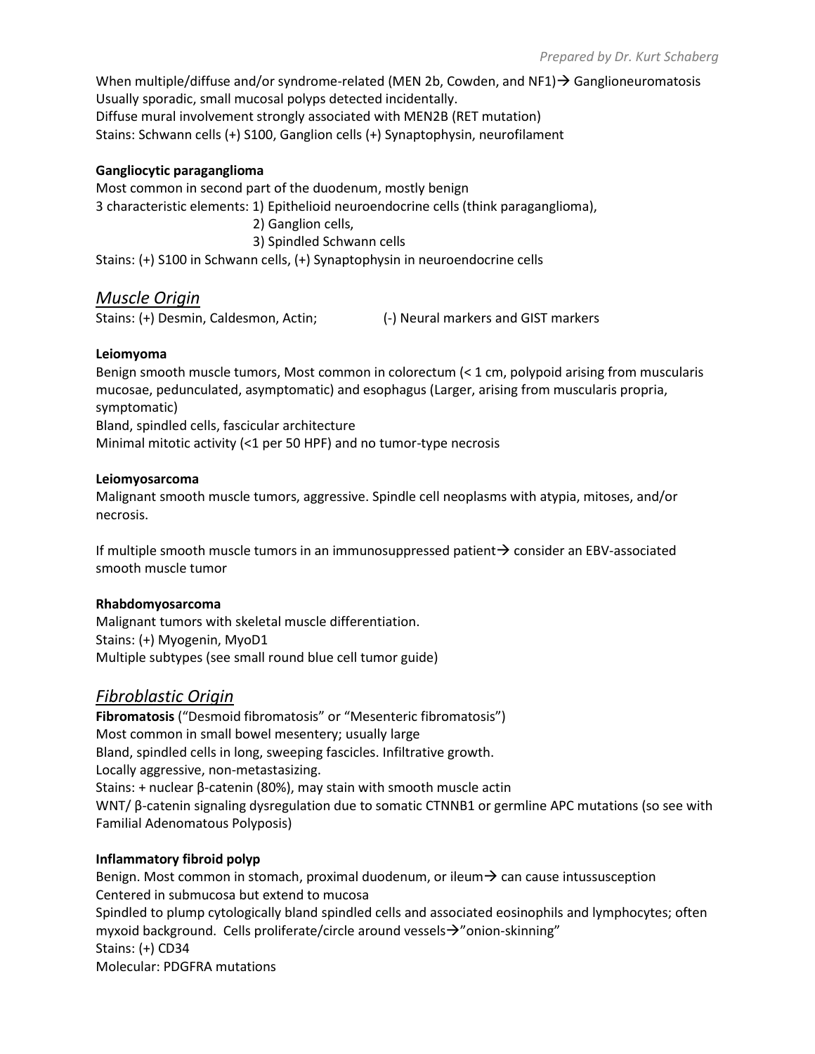When multiple/diffuse and/or syndrome-related (MEN 2b, Cowden, and NF1)→ Ganglioneuromatosis
Usually sporadic, small mucosal polyps detected incidentally.
Diffuse mural involvement strongly associated with MEN2B (RET mutation)
Stains: Schwann cells (+) S100, Ganglion cells (+) Synaptophysin, neurofilament

**Gangliocytic paraganglioma**
Most common in second part of the duodenum, mostly benign
3 characteristic elements: 1) Epithelioid neuroendocrine cells (think paraganglioma),
2) Ganglion cells,
3) Spindled Schwann cells
Stains: (+) S100 in Schwann cells, (+) Synaptophysin in neuroendocrine cells

## *Muscle Origin*

Stains: (+) Desmin, Caldesmon, Actin; (-) Neural markers and GIST markers

**Leiomyoma**
Benign smooth muscle tumors, Most common in colorectum (< 1 cm, polypoid arising from muscularis mucosae, pedunculated, asymptomatic) and esophagus (Larger, arising from muscularis propria, symptomatic)
Bland, spindled cells, fascicular architecture
Minimal mitotic activity (<1 per 50 HPF) and no tumor-type necrosis

**Leiomyosarcoma**
Malignant smooth muscle tumors, aggressive. Spindle cell neoplasms with atypia, mitoses, and/or necrosis.

If multiple smooth muscle tumors in an immunosuppressed patient→ consider an EBV-associated smooth muscle tumor

**Rhabdomyosarcoma**
Malignant tumors with skeletal muscle differentiation.
Stains: (+) Myogenin, MyoD1
Multiple subtypes (see small round blue cell tumor guide)

## *Fibroblastic Origin*

**Fibromatosis** ("Desmoid fibromatosis" or "Mesenteric fibromatosis")
Most common in small bowel mesentery; usually large
Bland, spindled cells in long, sweeping fascicles. Infiltrative growth.
Locally aggressive, non-metastasizing.
Stains: + nuclear β-catenin (80%), may stain with smooth muscle actin
WNT/ β-catenin signaling dysregulation due to somatic CTNNB1 or germline APC mutations (so see with Familial Adenomatous Polyposis)

**Inflammatory fibroid polyp**
Benign. Most common in stomach, proximal duodenum, or ileum→ can cause intussusception
Centered in submucosa but extend to mucosa
Spindled to plump cytologically bland spindled cells and associated eosinophils and lymphocytes; often myxoid background. Cells proliferate/circle around vessels→"onion-skinning"
Stains: (+) CD34
Molecular: PDGFRA mutations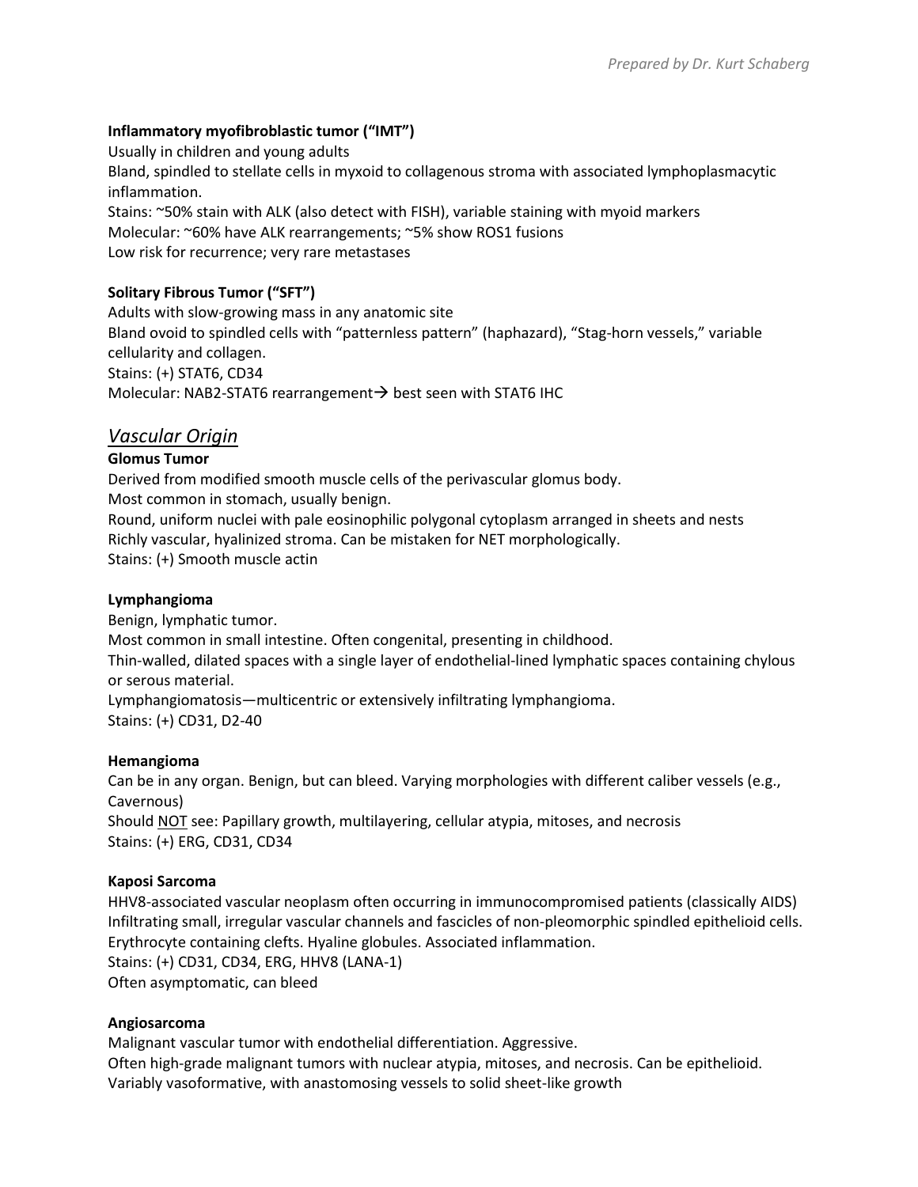**Inflammatory myofibroblastic tumor ("IMT")**
Usually in children and young adults
Bland, spindled to stellate cells in myxoid to collagenous stroma with associated lymphoplasmacytic inflammation.
Stains: ~50% stain with ALK (also detect with FISH), variable staining with myoid markers
Molecular: ~60% have ALK rearrangements; ~5% show ROS1 fusions
Low risk for recurrence; very rare metastases

**Solitary Fibrous Tumor ("SFT")**
Adults with slow-growing mass in any anatomic site
Bland ovoid to spindled cells with "patternless pattern" (haphazard), "Stag-horn vessels," variable cellularity and collagen.
Stains: (+) STAT6, CD34
Molecular: NAB2-STAT6 rearrangement → best seen with STAT6 IHC

## *Vascular Origin*

**Glomus Tumor**
Derived from modified smooth muscle cells of the perivascular glomus body.
Most common in stomach, usually benign.
Round, uniform nuclei with pale eosinophilic polygonal cytoplasm arranged in sheets and nests
Richly vascular, hyalinized stroma. Can be mistaken for NET morphologically.
Stains: (+) Smooth muscle actin

**Lymphangioma**
Benign, lymphatic tumor.
Most common in small intestine. Often congenital, presenting in childhood.
Thin-walled, dilated spaces with a single layer of endothelial-lined lymphatic spaces containing chylous or serous material.
Lymphangiomatosis—multicentric or extensively infiltrating lymphangioma.
Stains: (+) CD31, D2-40

**Hemangioma**
Can be in any organ. Benign, but can bleed. Varying morphologies with different caliber vessels (e.g., Cavernous)
Should <u>NOT</u> see: Papillary growth, multilayering, cellular atypia, mitoses, and necrosis
Stains: (+) ERG, CD31, CD34

**Kaposi Sarcoma**
HHV8-associated vascular neoplasm often occurring in immunocompromised patients (classically AIDS)
Infiltrating small, irregular vascular channels and fascicles of non-pleomorphic spindled epithelioid cells.
Erythrocyte containing clefts. Hyaline globules. Associated inflammation.
Stains: (+) CD31, CD34, ERG, HHV8 (LANA-1)
Often asymptomatic, can bleed

**Angiosarcoma**
Malignant vascular tumor with endothelial differentiation. Aggressive.
Often high-grade malignant tumors with nuclear atypia, mitoses, and necrosis. Can be epithelioid.
Variably vasoformative, with anastomosing vessels to solid sheet-like growth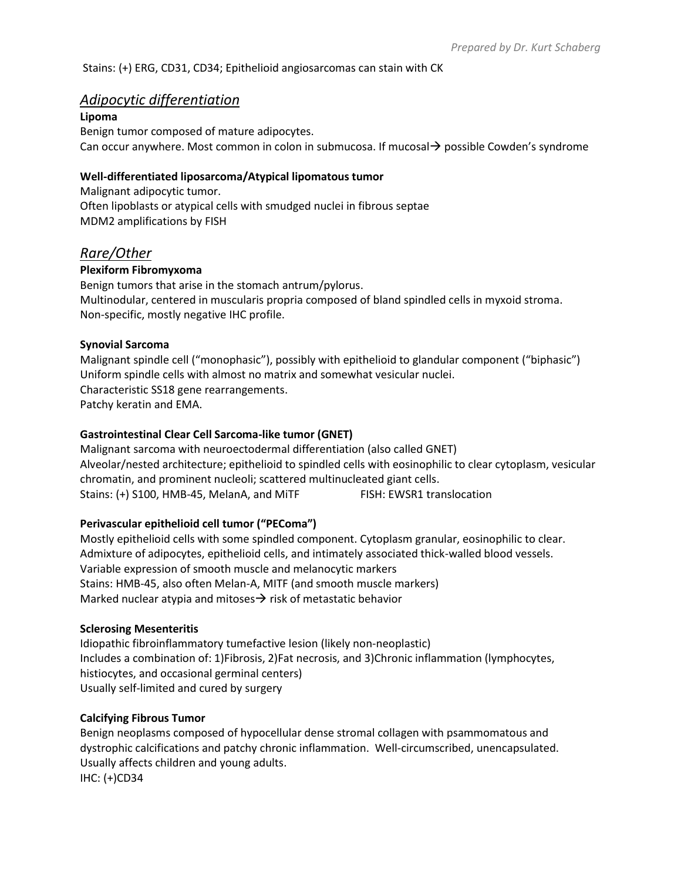Stains: (+) ERG, CD31, CD34; Epithelioid angiosarcomas can stain with CK

## *Adipocytic differentiation*

**Lipoma**

Benign tumor composed of mature adipocytes.
Can occur anywhere. Most common in colon in submucosa. If mucosal→ possible Cowden's syndrome

**Well-differentiated liposarcoma/Atypical lipomatous tumor**

Malignant adipocytic tumor.
Often lipoblasts or atypical cells with smudged nuclei in fibrous septae
MDM2 amplifications by FISH

## *Rare/Other*

**Plexiform Fibromyxoma**

Benign tumors that arise in the stomach antrum/pylorus.
Multinodular, centered in muscularis propria composed of bland spindled cells in myxoid stroma.
Non-specific, mostly negative IHC profile.

**Synovial Sarcoma**

Malignant spindle cell ("monophasic"), possibly with epithelioid to glandular component ("biphasic")
Uniform spindle cells with almost no matrix and somewhat vesicular nuclei.
Characteristic SS18 gene rearrangements.
Patchy keratin and EMA.

**Gastrointestinal Clear Cell Sarcoma-like tumor (GNET)**

Malignant sarcoma with neuroectodermal differentiation (also called GNET)
Alveolar/nested architecture; epithelioid to spindled cells with eosinophilic to clear cytoplasm, vesicular chromatin, and prominent nucleoli; scattered multinucleated giant cells.
Stains: (+) S100, HMB-45, MelanA, and MiTF FISH: EWSR1 translocation

**Perivascular epithelioid cell tumor ("PEComa")**

Mostly epithelioid cells with some spindled component. Cytoplasm granular, eosinophilic to clear.
Admixture of adipocytes, epithelioid cells, and intimately associated thick-walled blood vessels.
Variable expression of smooth muscle and melanocytic markers
Stains: HMB-45, also often Melan-A, MITF (and smooth muscle markers)
Marked nuclear atypia and mitoses→ risk of metastatic behavior

**Sclerosing Mesenteritis**

Idiopathic fibroinflammatory tumefactive lesion (likely non-neoplastic)
Includes a combination of: 1)Fibrosis, 2)Fat necrosis, and 3)Chronic inflammation (lymphocytes, histiocytes, and occasional germinal centers)
Usually self-limited and cured by surgery

**Calcifying Fibrous Tumor**

Benign neoplasms composed of hypocellular dense stromal collagen with psammomatous and dystrophic calcifications and patchy chronic inflammation. Well-circumscribed, unencapsulated.
Usually affects children and young adults.
IHC: (+)CD34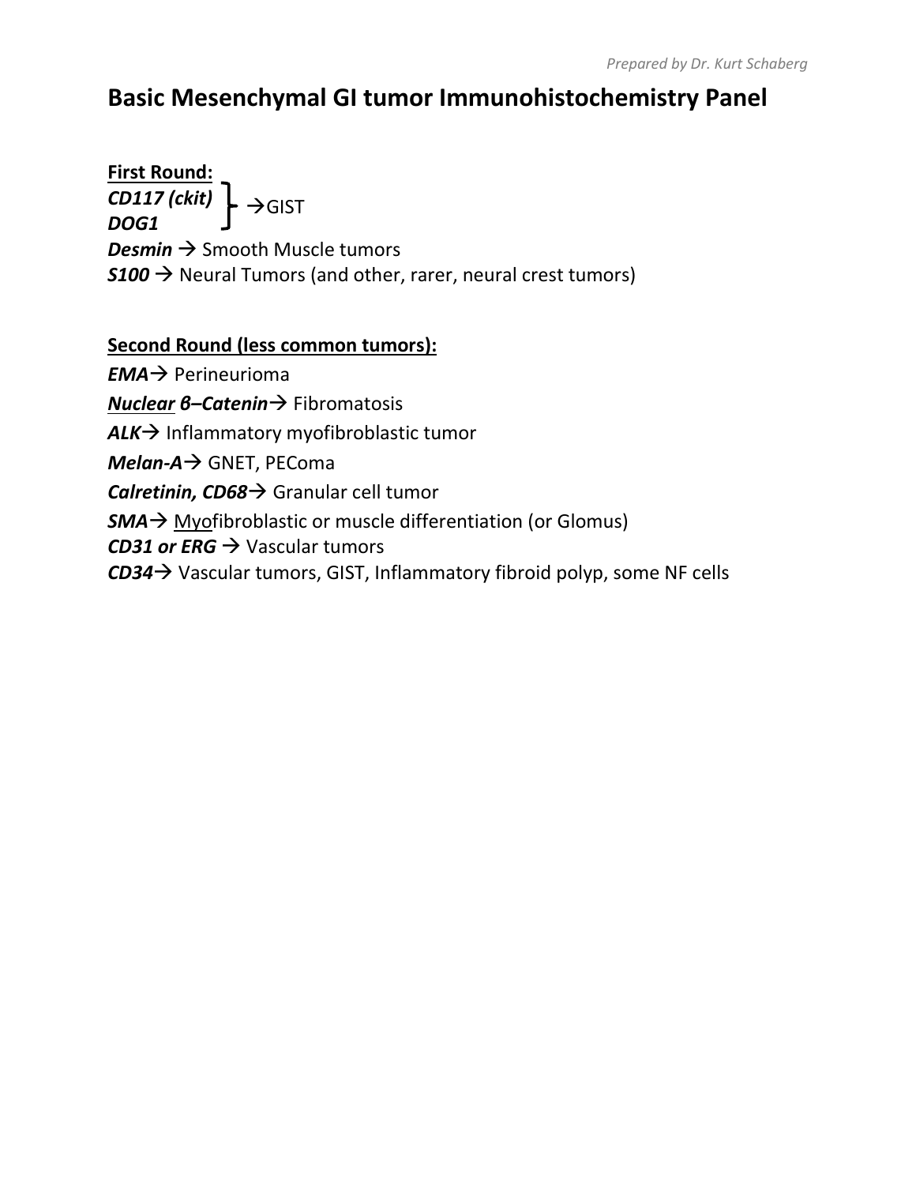# Basic Mesenchymal GI tumor Immunohistochemistry Panel

**First Round:**

***CD117 (ckit)*** } →GIST
***DOG1*** }

***Desmin*** → Smooth Muscle tumors

***S100*** → Neural Tumors (and other, rarer, neural crest tumors)

**Second Round (less common tumors):**

***EMA***→ Perineurioma

***Nuclear β–Catenin***→ Fibromatosis

***ALK***→ Inflammatory myofibroblastic tumor

***Melan-A***→ GNET, PEComa

***Calretinin, CD68***→ Granular cell tumor

***SMA***→ Myofibroblastic or muscle differentiation (or Glomus)

***CD31 or ERG*** → Vascular tumors

***CD34***→ Vascular tumors, GIST, Inflammatory fibroid polyp, some NF cells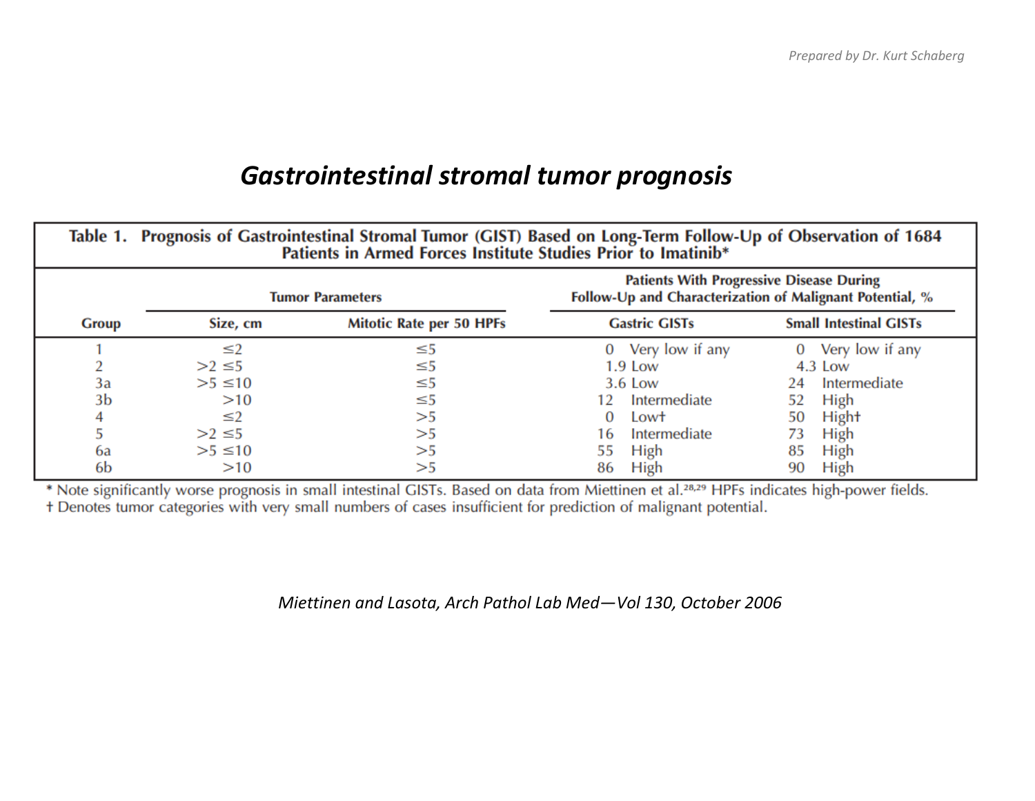# *Gastrointestinal stromal tumor prognosis*

**Table 1. Prognosis of Gastrointestinal Stromal Tumor (GIST) Based on Long-Term Follow-Up of Observation of 1684 Patients in Armed Forces Institute Studies Prior to Imatinib***

| | Tumor Parameters | | Patients With Progressive Disease During Follow-Up and Characterization of Malignant Potential, % | |
|---|---|---|---|---|
| **Group** | **Size, cm** | **Mitotic Rate per 50 HPFs** | **Gastric GISTs** | **Small Intestinal GISTs** |
| 1 | ≤2 | ≤5 | 0 Very low if any | 0 Very low if any |
| 2 | >2 ≤5 | ≤5 | 1.9 Low | 4.3 Low |
| 3a | >5 ≤10 | ≤5 | 3.6 Low | 24 Intermediate |
| 3b | >10 | ≤5 | 12 Intermediate | 52 High |
| 4 | ≤2 | >5 | 0 Low† | 50 High† |
| 5 | >2 ≤5 | >5 | 16 Intermediate | 73 High |
| 6a | >5 ≤10 | >5 | 55 High | 85 High |
| 6b | >10 | >5 | 86 High | 90 High |

* Note significantly worse prognosis in small intestinal GISTs. Based on data from Miettinen et al.[28,29] HPFs indicates high-power fields.
† Denotes tumor categories with very small numbers of cases insufficient for prediction of malignant potential.

*Miettinen and Lasota, Arch Pathol Lab Med—Vol 130, October 2006*